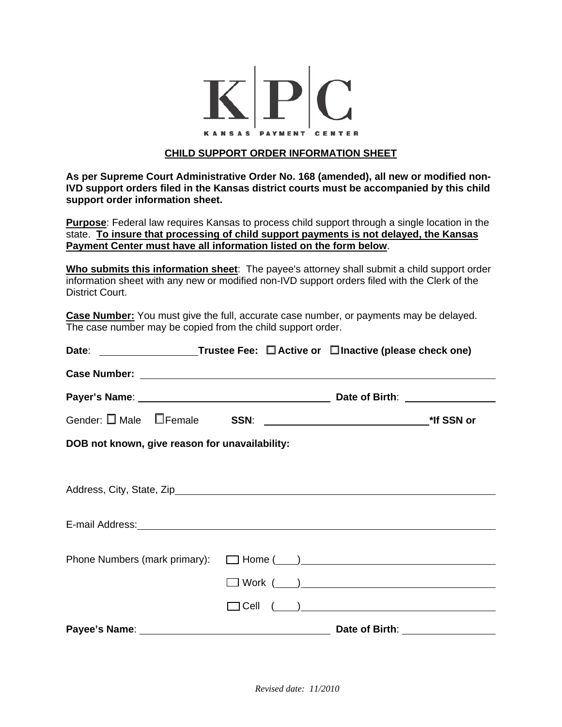K|P|C

KANSAS PAYMENT CENTER

## CHILD SUPPORT ORDER INFORMATION SHEET

**As per Supreme Court Administrative Order No. 168 (amended), all new or modified non-IVD support orders filed in the Kansas district courts must be accompanied by this child support order information sheet.**

**Purpose**: Federal law requires Kansas to process child support through a single location in the state. **To insure that processing of child support payments is not delayed, the Kansas Payment Center must have all information listed on the form below**.

**Who submits this information sheet**: The payee's attorney shall submit a child support order information sheet with any new or modified non-IVD support orders filed with the Clerk of the District Court.

**Case Number:** You must give the full, accurate case number, or payments may be delayed. The case number may be copied from the child support order.

**Date**: ________________ **Trustee Fee:** ☐ **Active or** ☐ **Inactive (please check one)**

**Case Number:** ____________________________________________

**Payer's Name**: ______________________________ **Date of Birth**: ______________

Gender: ☐ Male ☐ Female **SSN**: __________________________ ***If SSN or DOB not known, give reason for unavailability:**

Address, City, State, Zip ____________________________________________

E-mail Address: ____________________________________________

Phone Numbers (mark primary): ☐ Home (____) ______________________________

☐ Work (____) ______________________________

☐ Cell (____) ______________________________

**Payee's Name**: ______________________________ **Date of Birth**: ______________

*Revised date: 11/2010*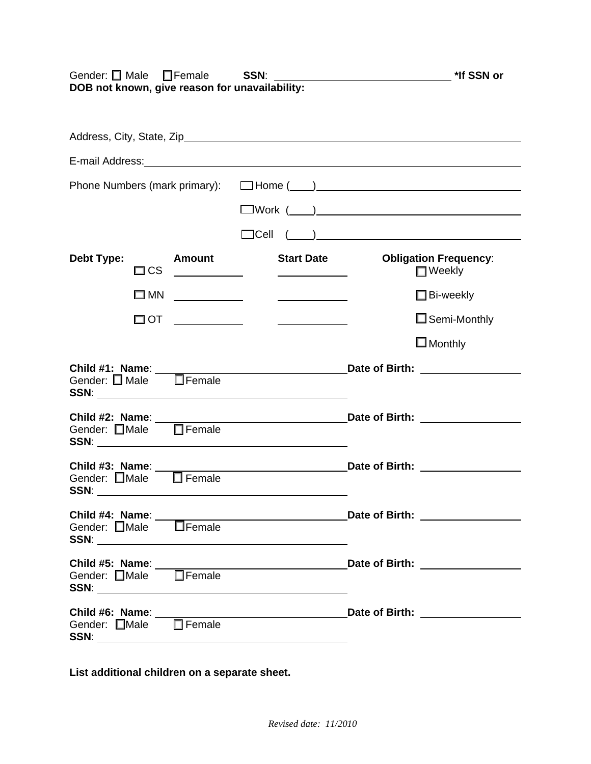Gender: ☐ Male ☐ Female **SSN**: ______________________________ **\*If SSN or DOB not known, give reason for unavailability:**

Address, City, State, Zip ______________________________________________

E-mail Address: ______________________________________________

Phone Numbers (mark primary):

- ☐ Home (\_\_\_\_) ______________________________
- ☐ Work (\_\_\_\_) ______________________________
- ☐ Cell (\_\_\_\_) ______________________________

| **Debt Type:** | **Amount** | **Start Date** | **Obligation Frequency**: |
| --- | --- | --- | --- |
| ☐ CS | ____________ | ____________ | ☐ Weekly |
| ☐ MN | ____________ | ____________ | ☐ Bi-weekly |
| ☐ OT | ____________ | ____________ | ☐ Semi-Monthly |
| | | | ☐ Monthly |

**Child #1: Name**: ______________________________ **Date of Birth:** ________________
Gender: ☐ Male ☐ Female
**SSN**: ______________________________

**Child #2: Name**: ______________________________ **Date of Birth:** ________________
Gender: ☐ Male ☐ Female
**SSN**: ______________________________

**Child #3: Name**: ______________________________ **Date of Birth:** ________________
Gender: ☐ Male ☐ Female
**SSN**: ______________________________

**Child #4: Name**: ______________________________ **Date of Birth:** ________________
Gender: ☐ Male ☐ Female
**SSN**: ______________________________

**Child #5: Name**: ______________________________ **Date of Birth:** ________________
Gender: ☐ Male ☐ Female
**SSN**: ______________________________

**Child #6: Name**: ______________________________ **Date of Birth:** ________________
Gender: ☐ Male ☐ Female
**SSN**: ______________________________

**List additional children on a separate sheet.**

*Revised date: 11/2010*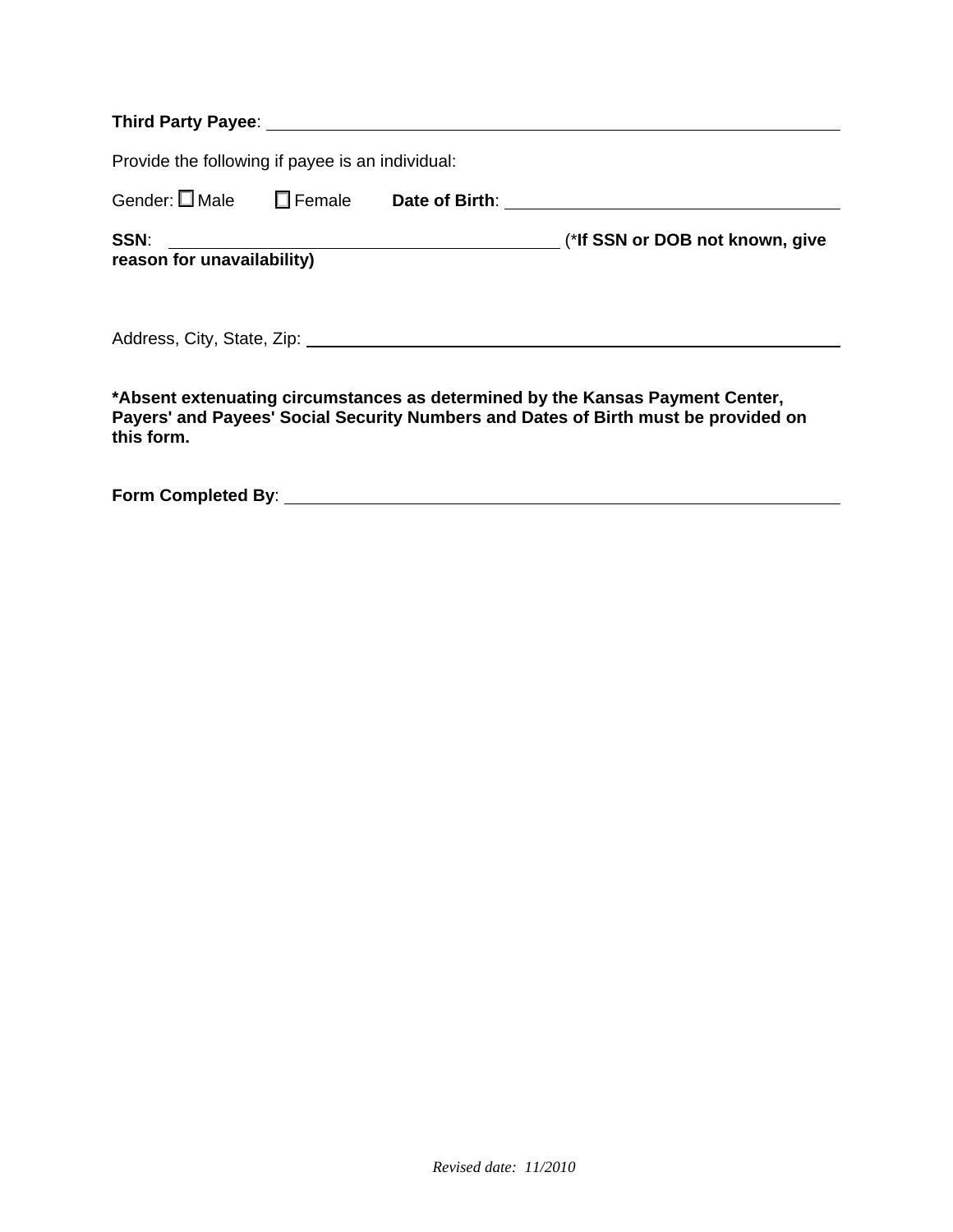**Third Party Payee**: ___________________________________________

Provide the following if payee is an individual:

Gender: ☐ Male ☐ Female **Date of Birth**: ___________________________

**SSN**: ______________________________ (***If SSN or DOB not known, give reason for unavailability)**

Address, City, State, Zip: ___________________________________________

***Absent extenuating circumstances as determined by the Kansas Payment Center, Payers' and Payees' Social Security Numbers and Dates of Birth must be provided on this form.**

**Form Completed By**: ___________________________________________

*Revised date: 11/2010*